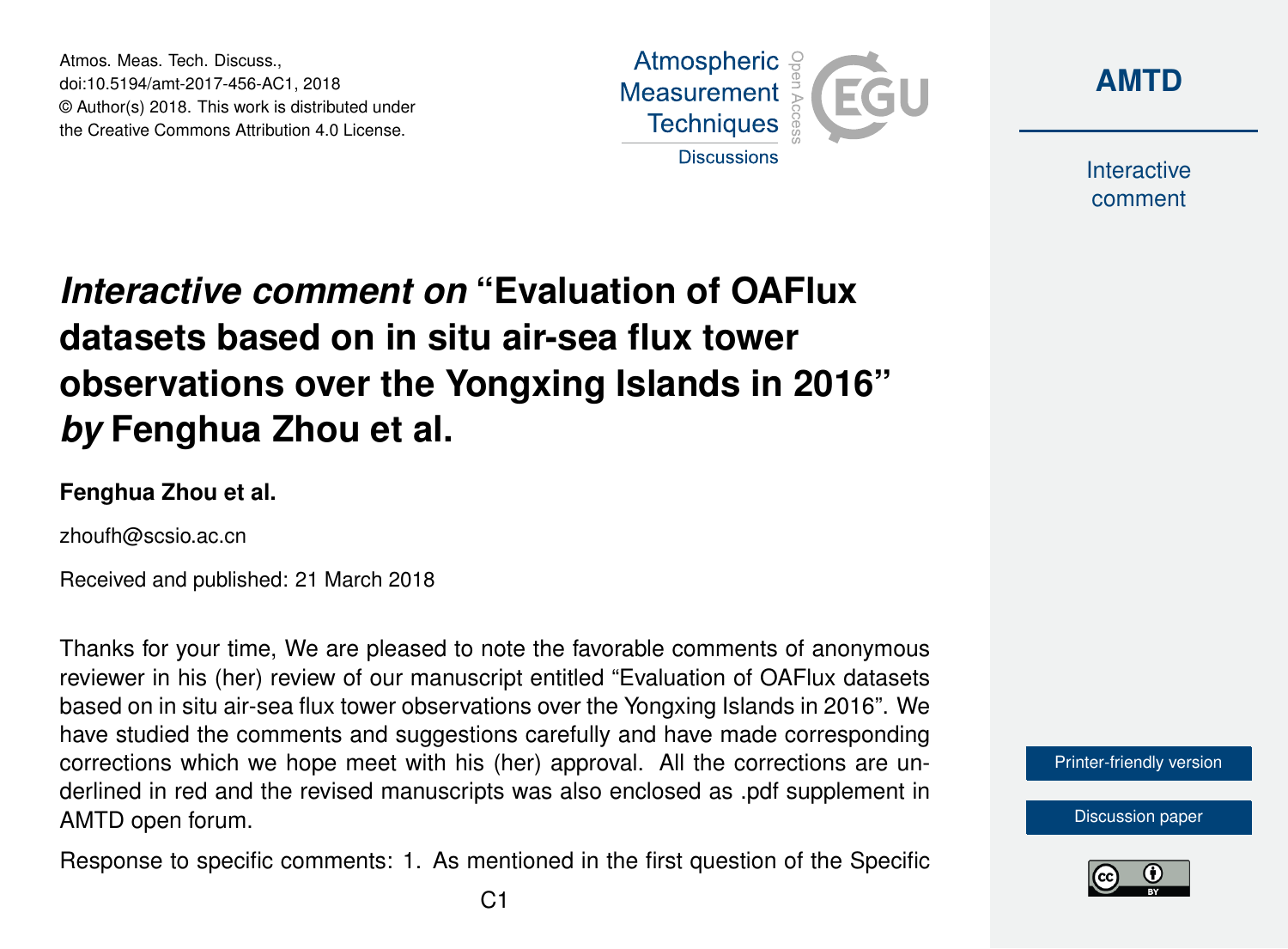Atmos. Meas. Tech. Discuss.,
doi:10.5194/amt-2017-456-AC1, 2018
© Author(s) 2018. This work is distributed under
the Creative Commons Attribution 4.0 License.

# *Interactive comment on* "Evaluation of OAFlux datasets based on in situ air-sea flux tower observations over the Yongxing Islands in 2016" *by* Fenghua Zhou et al.

**Fenghua Zhou et al.**

zhoufh@scsio.ac.cn

Received and published: 21 March 2018

Thanks for your time, We are pleased to note the favorable comments of anonymous reviewer in his (her) review of our manuscript entitled "Evaluation of OAFlux datasets based on in situ air-sea flux tower observations over the Yongxing Islands in 2016". We have studied the comments and suggestions carefully and have made corresponding corrections which we hope meet with his (her) approval. All the corrections are underlined in red and the revised manuscripts was also enclosed as .pdf supplement in AMTD open forum.

Response to specific comments: 1. As mentioned in the first question of the Specific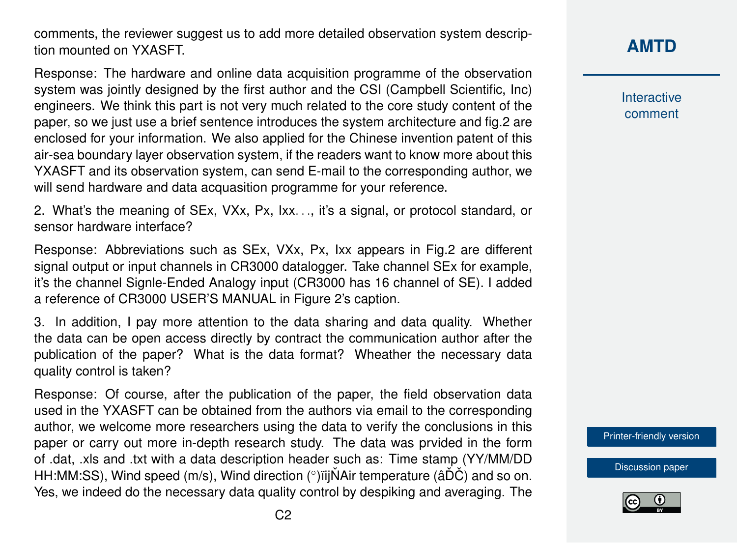comments, the reviewer suggest us to add more detailed observation system description mounted on YXASFT.

Response: The hardware and online data acquisition programme of the observation system was jointly designed by the first author and the CSI (Campbell Scientific, Inc) engineers. We think this part is not very much related to the core study content of the paper, so we just use a brief sentence introduces the system architecture and fig.2 are enclosed for your information. We also applied for the Chinese invention patent of this air-sea boundary layer observation system, if the readers want to know more about this YXASFT and its observation system, can send E-mail to the corresponding author, we will send hardware and data acquasition programme for your reference.

2. What's the meaning of SEx, VXx, Px, Ixx. . ., it's a signal, or protocol standard, or sensor hardware interface?

Response: Abbreviations such as SEx, VXx, Px, Ixx appears in Fig.2 are different signal output or input channels in CR3000 datalogger. Take channel SEx for example, it's the channel Signle-Ended Analogy input (CR3000 has 16 channel of SE). I added a reference of CR3000 USER'S MANUAL in Figure 2's caption.

3. In addition, I pay more attention to the data sharing and data quality. Whether the data can be open access directly by contract the communication author after the publication of the paper? What is the data format? Wheather the necessary data quality control is taken?

Response: Of course, after the publication of the paper, the field observation data used in the YXASFT can be obtained from the authors via email to the corresponding author, we welcome more researchers using the data to verify the conclusions in this paper or carry out more in-depth research study. The data was prvided in the form of .dat, .xls and .txt with a data description header such as: Time stamp (YY/MM/DD HH:MM:SS), Wind speed (m/s), Wind direction (°)ïijŇAir temperature (âĎČ) and so on. Yes, we indeed do the necessary data quality control by despiking and averaging. The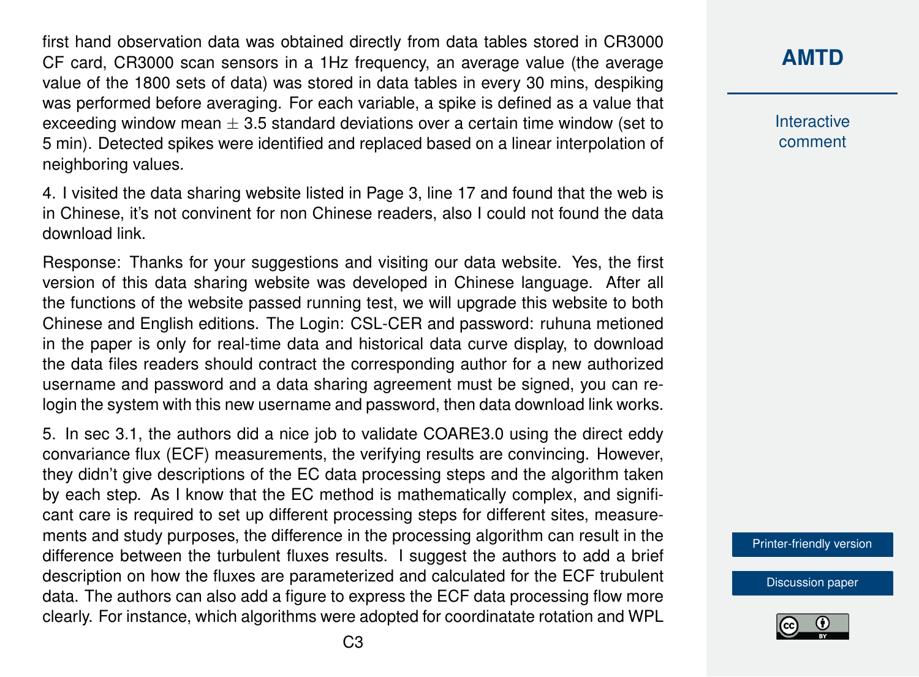first hand observation data was obtained directly from data tables stored in CR3000 CF card, CR3000 scan sensors in a 1Hz frequency, an average value (the average value of the 1800 sets of data) was stored in data tables in every 30 mins, despiking was performed before averaging. For each variable, a spike is defined as a value that exceeding window mean $\pm$ 3.5 standard deviations over a certain time window (set to 5 min). Detected spikes were identified and replaced based on a linear interpolation of neighboring values.

4. I visited the data sharing website listed in Page 3, line 17 and found that the web is in Chinese, it's not convinent for non Chinese readers, also I could not found the data download link.

Response: Thanks for your suggestions and visiting our data website. Yes, the first version of this data sharing website was developed in Chinese language. After all the functions of the website passed running test, we will upgrade this website to both Chinese and English editions. The Login: CSL-CER and password: ruhuna metioned in the paper is only for real-time data and historical data curve display, to download the data files readers should contract the corresponding author for a new authorized username and password and a data sharing agreement must be signed, you can re-login the system with this new username and password, then data download link works.

5. In sec 3.1, the authors did a nice job to validate COARE3.0 using the direct eddy convariance flux (ECF) measurements, the verifying results are convincing. However, they didn't give descriptions of the EC data processing steps and the algorithm taken by each step. As I know that the EC method is mathematically complex, and significant care is required to set up different processing steps for different sites, measurements and study purposes, the difference in the processing algorithm can result in the difference between the turbulent fluxes results. I suggest the authors to add a brief description on how the fluxes are parameterized and calculated for the ECF trubulent data. The authors can also add a figure to express the ECF data processing flow more clearly. For instance, which algorithms were adopted for coordinatate rotation and WPL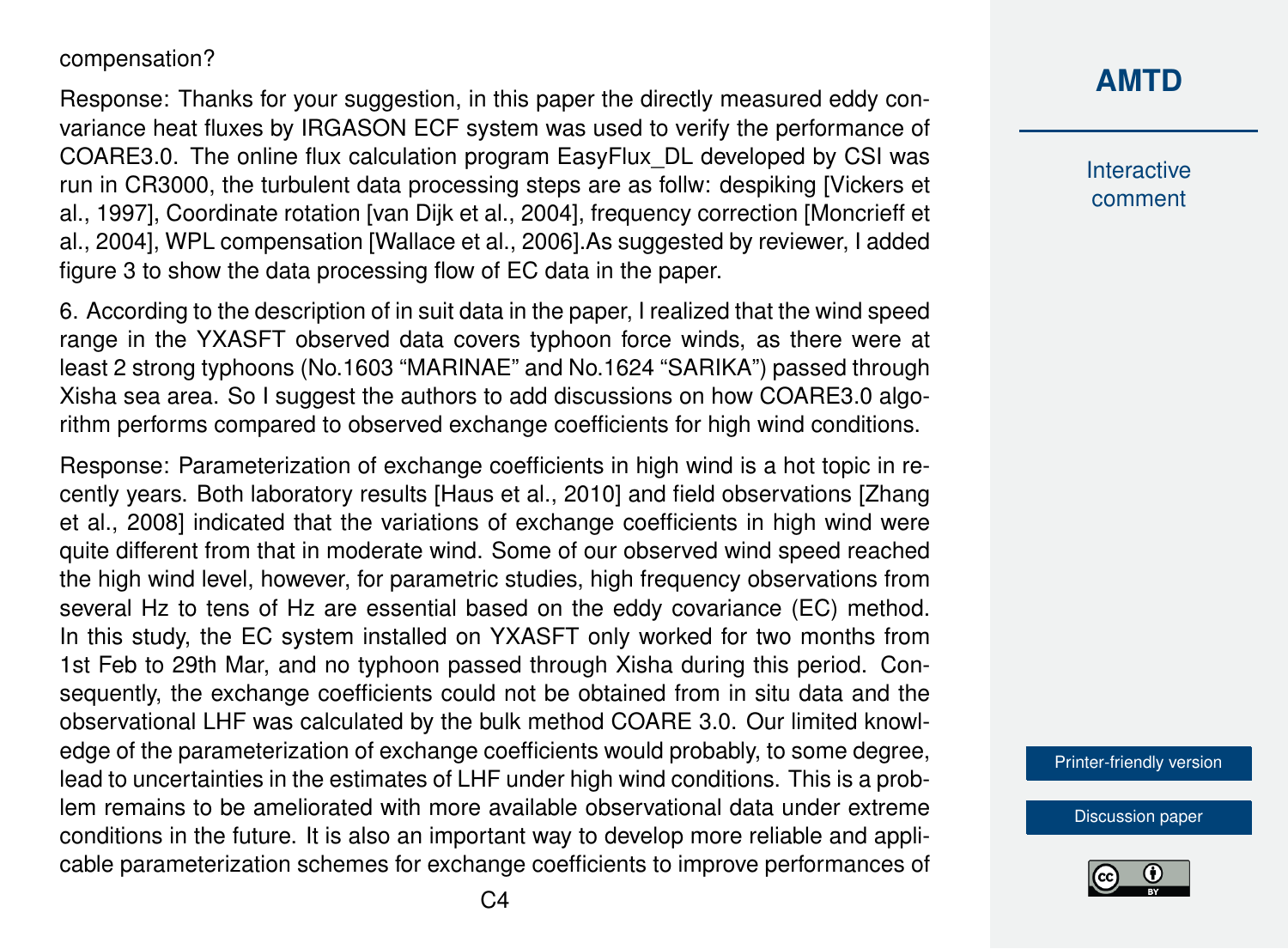compensation?

Response: Thanks for your suggestion, in this paper the directly measured eddy convariance heat fluxes by IRGASON ECF system was used to verify the performance of COARE3.0. The online flux calculation program EasyFlux_DL developed by CSI was run in CR3000, the turbulent data processing steps are as follw: despiking [Vickers et al., 1997], Coordinate rotation [van Dijk et al., 2004], frequency correction [Moncrieff et al., 2004], WPL compensation [Wallace et al., 2006].As suggested by reviewer, I added figure 3 to show the data processing flow of EC data in the paper.

6. According to the description of in suit data in the paper, I realized that the wind speed range in the YXASFT observed data covers typhoon force winds, as there were at least 2 strong typhoons (No.1603 "MARINAE" and No.1624 "SARIKA") passed through Xisha sea area. So I suggest the authors to add discussions on how COARE3.0 algorithm performs compared to observed exchange coefficients for high wind conditions.

Response: Parameterization of exchange coefficients in high wind is a hot topic in recently years. Both laboratory results [Haus et al., 2010] and field observations [Zhang et al., 2008] indicated that the variations of exchange coefficients in high wind were quite different from that in moderate wind. Some of our observed wind speed reached the high wind level, however, for parametric studies, high frequency observations from several Hz to tens of Hz are essential based on the eddy covariance (EC) method. In this study, the EC system installed on YXASFT only worked for two months from 1st Feb to 29th Mar, and no typhoon passed through Xisha during this period. Consequently, the exchange coefficients could not be obtained from in situ data and the observational LHF was calculated by the bulk method COARE 3.0. Our limited knowledge of the parameterization of exchange coefficients would probably, to some degree, lead to uncertainties in the estimates of LHF under high wind conditions. This is a problem remains to be ameliorated with more available observational data under extreme conditions in the future. It is also an important way to develop more reliable and applicable parameterization schemes for exchange coefficients to improve performances of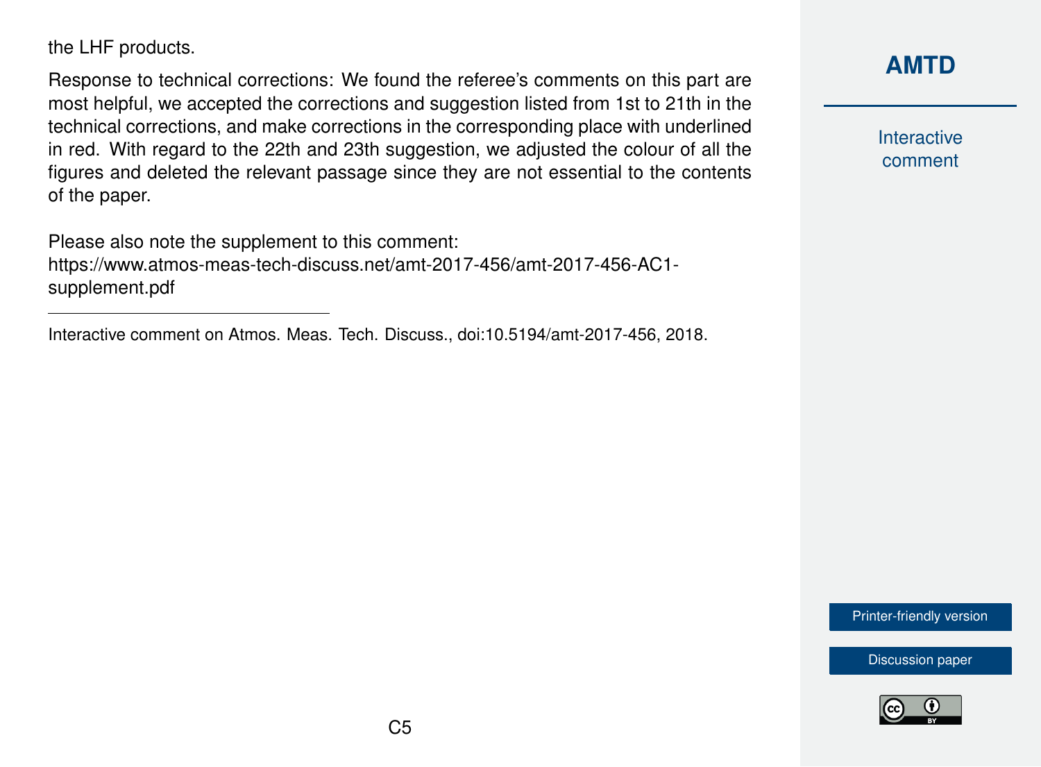the LHF products.

Response to technical corrections: We found the referee's comments on this part are most helpful, we accepted the corrections and suggestion listed from 1st to 21th in the technical corrections, and make corrections in the corresponding place with underlined in red. With regard to the 22th and 23th suggestion, we adjusted the colour of all the figures and deleted the relevant passage since they are not essential to the contents of the paper.

Please also note the supplement to this comment:
https://www.atmos-meas-tech-discuss.net/amt-2017-456/amt-2017-456-AC1-supplement.pdf

---

Interactive comment on Atmos. Meas. Tech. Discuss., doi:10.5194/amt-2017-456, 2018.